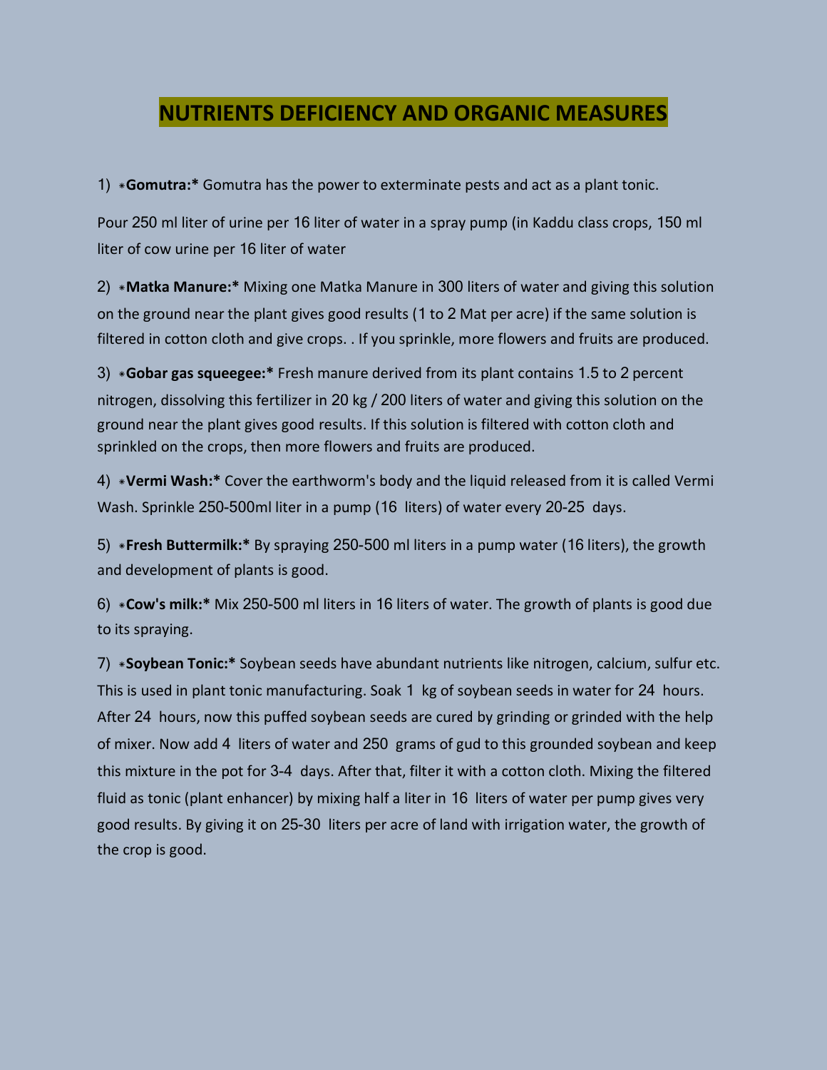# NUTRIENTS DEFICIENCY AND ORGANIC MEASURES

1) *** Gomutra:*** Gomutra has the power to exterminate pests and act as a plant tonic.

Pour 250 ml liter of urine per 16 liter of water in a spray pump (in Kaddu class crops, 150 ml liter of cow urine per 16 liter of water

2) *** Matka Manure:*** Mixing one Matka Manure in 300 liters of water and giving this solution on the ground near the plant gives good results (1 to 2 Mat per acre) if the same solution is filtered in cotton cloth and give crops. . If you sprinkle, more flowers and fruits are produced.

3) *** Gobar gas squeegee:*** Fresh manure derived from its plant contains 1.5 to 2 percent nitrogen, dissolving this fertilizer in 20 kg / 200 liters of water and giving this solution on the ground near the plant gives good results. If this solution is filtered with cotton cloth and sprinkled on the crops, then more flowers and fruits are produced.

4) *** Vermi Wash:*** Cover the earthworm's body and the liquid released from it is called Vermi Wash. Sprinkle 250-500ml liter in a pump (16 liters) of water every 20-25 days.

5) *** Fresh Buttermilk:*** By spraying 250-500 ml liters in a pump water (16 liters), the growth and development of plants is good.

6) *** Cow's milk:*** Mix 250-500 ml liters in 16 liters of water. The growth of plants is good due to its spraying.

7) *** Soybean Tonic:*** Soybean seeds have abundant nutrients like nitrogen, calcium, sulfur etc. This is used in plant tonic manufacturing. Soak 1 kg of soybean seeds in water for 24 hours. After 24 hours, now this puffed soybean seeds are cured by grinding or grinded with the help of mixer. Now add 4 liters of water and 250 grams of gud to this grounded soybean and keep this mixture in the pot for 3-4 days. After that, filter it with a cotton cloth. Mixing the filtered fluid as tonic (plant enhancer) by mixing half a liter in 16 liters of water per pump gives very good results. By giving it on 25-30 liters per acre of land with irrigation water, the growth of the crop is good.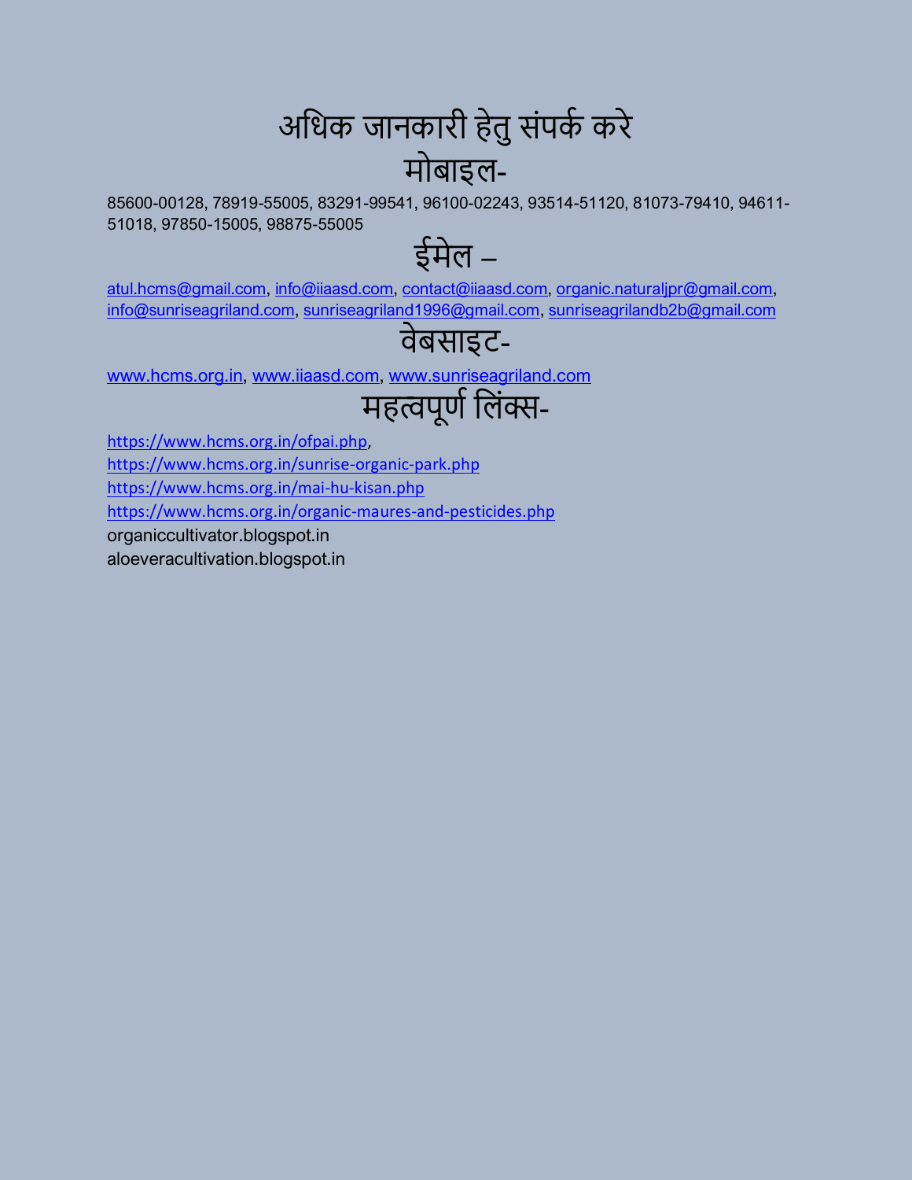# अधिक जानकारी हेतु संपर्क करे

## मोबाइल-

85600-00128, 78919-55005, 83291-99541, 96100-02243, 93514-51120, 81073-79410, 94611-51018, 97850-15005, 98875-55005

## ईमेल –

atul.hcms@gmail.com, info@iiaasd.com, contact@iiaasd.com, organic.naturaljpr@gmail.com, info@sunriseagriland.com, sunriseagriland1996@gmail.com, sunriseagrilandb2b@gmail.com

## वेबसाइट-

www.hcms.org.in, www.iiaasd.com, www.sunriseagriland.com

## महत्वपूर्ण लिंक्स-

https://www.hcms.org.in/ofpai.php,
https://www.hcms.org.in/sunrise-organic-park.php
https://www.hcms.org.in/mai-hu-kisan.php
https://www.hcms.org.in/organic-maures-and-pesticides.php
organiccultivator.blogspot.in
aloeveracultivation.blogspot.in